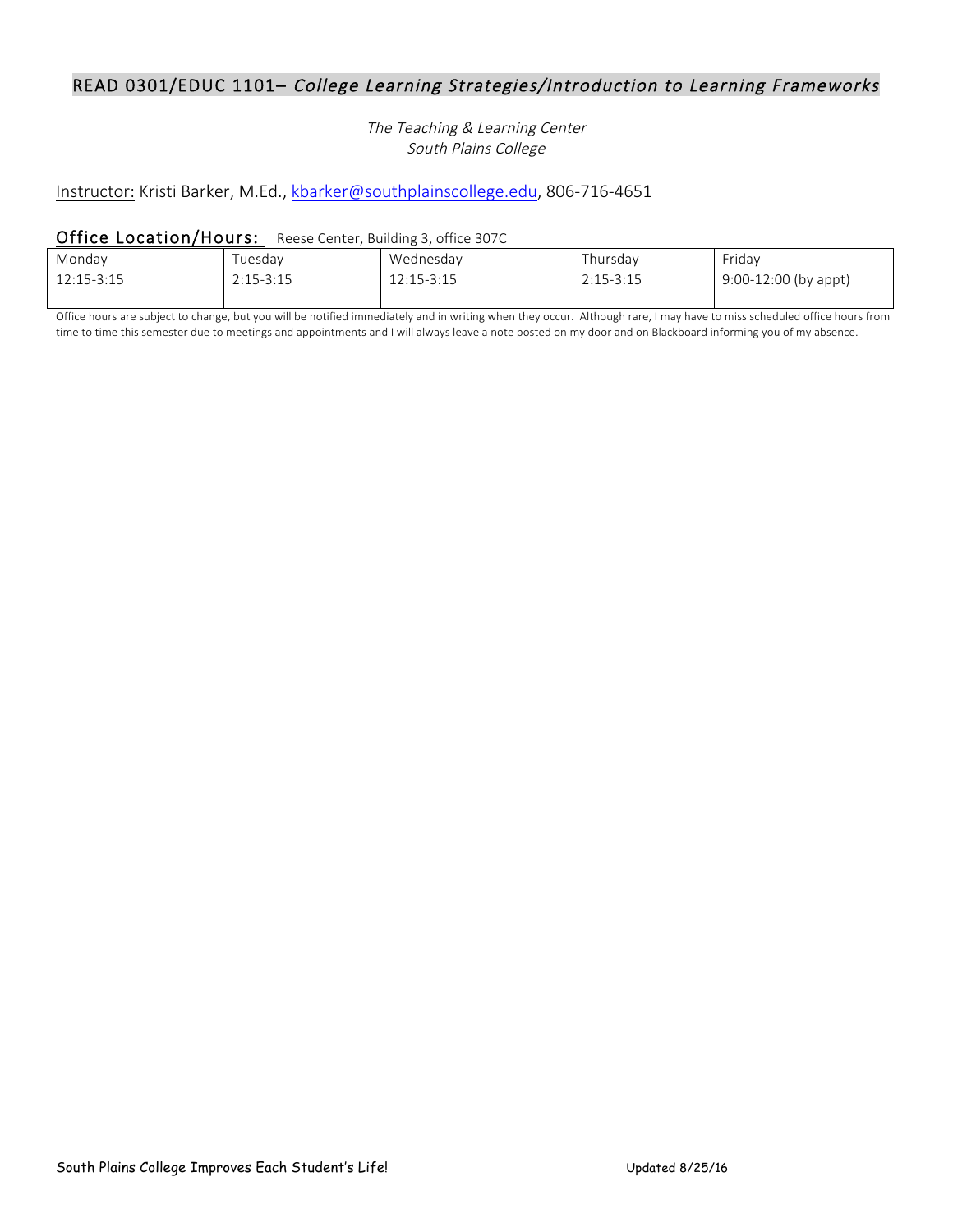# READ 0301/EDUC 1101– *College Learning Strategies/Introduction to Learning Frameworks*

*The Teaching & Learning Center*
*South Plains College*

Instructor: Kristi Barker, M.Ed., kbarker@southplainscollege.edu, 806-716-4651

## Office Location/Hours: Reese Center, Building 3, office 307C

| Monday | Tuesday | Wednesday | Thursday | Friday |
|---|---|---|---|---|
| 12:15-3:15 | 2:15-3:15 | 12:15-3:15 | 2:15-3:15 | 9:00-12:00 (by appt) |

Office hours are subject to change, but you will be notified immediately and in writing when they occur. Although rare, I may have to miss scheduled office hours from time to time this semester due to meetings and appointments and I will always leave a note posted on my door and on Blackboard informing you of my absence.

South Plains College Improves Each Student's Life! Updated 8/25/16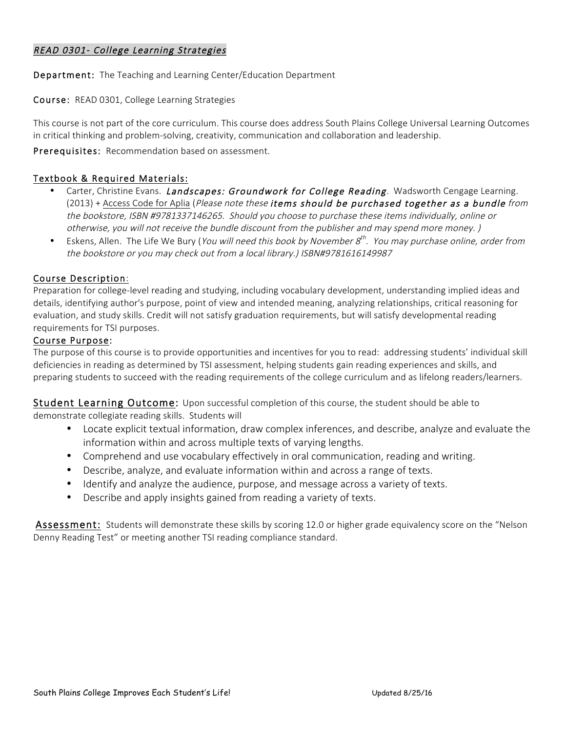## *READ 0301- College Learning Strategies*

**Department:** The Teaching and Learning Center/Education Department

**Course:** READ 0301, College Learning Strategies

This course is not part of the core curriculum. This course does address South Plains College Universal Learning Outcomes in critical thinking and problem-solving, creativity, communication and collaboration and leadership.

**Prerequisites:** Recommendation based on assessment.

### Textbook & Required Materials:

- Carter, Christine Evans. ***Landscapes: Groundwork for College Reading***. Wadsworth Cengage Learning. (2013) + Access Code for Aplia (*Please note these* ***items should be purchased together as a bundle*** *from the bookstore, ISBN #9781337146265. Should you choose to purchase these items individually, online or otherwise, you will not receive the bundle discount from the publisher and may spend more money. )*
- Eskens, Allen. The Life We Bury (*You will need this book by November 8th. You may purchase online, order from the bookstore or you may check out from a local library.) ISBN#9781616149987*

### Course Description:

Preparation for college-level reading and studying, including vocabulary development, understanding implied ideas and details, identifying author's purpose, point of view and intended meaning, analyzing relationships, critical reasoning for evaluation, and study skills. Credit will not satisfy graduation requirements, but will satisfy developmental reading requirements for TSI purposes.

### Course Purpose:

The purpose of this course is to provide opportunities and incentives for you to read: addressing students' individual skill deficiencies in reading as determined by TSI assessment, helping students gain reading experiences and skills, and preparing students to succeed with the reading requirements of the college curriculum and as lifelong readers/learners.

**Student Learning Outcome:** Upon successful completion of this course, the student should be able to demonstrate collegiate reading skills. Students will

- Locate explicit textual information, draw complex inferences, and describe, analyze and evaluate the information within and across multiple texts of varying lengths.
- Comprehend and use vocabulary effectively in oral communication, reading and writing.
- Describe, analyze, and evaluate information within and across a range of texts.
- Identify and analyze the audience, purpose, and message across a variety of texts.
- Describe and apply insights gained from reading a variety of texts.

**Assessment:** Students will demonstrate these skills by scoring 12.0 or higher grade equivalency score on the "Nelson Denny Reading Test" or meeting another TSI reading compliance standard.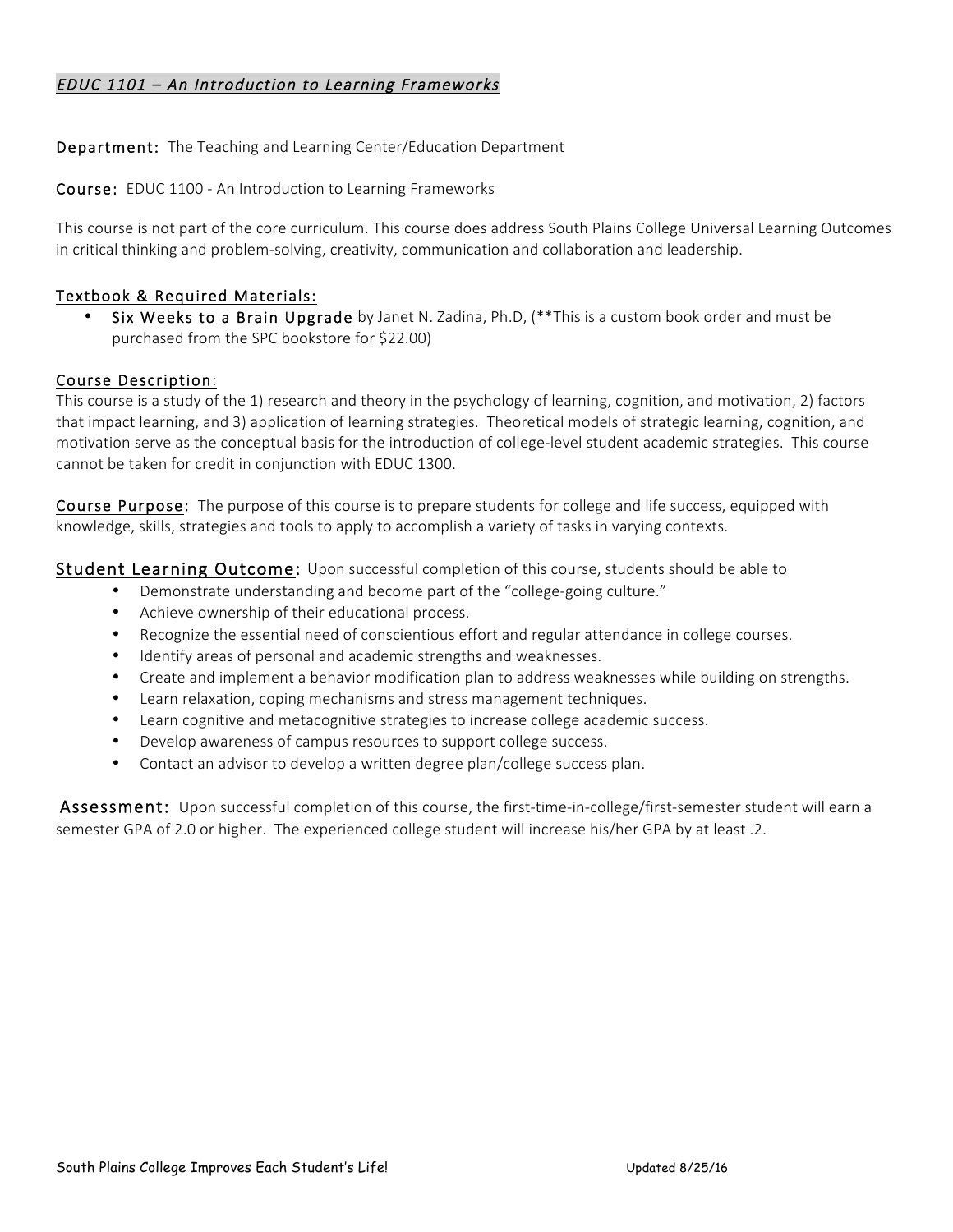## *EDUC 1101 – An Introduction to Learning Frameworks*

**Department:** The Teaching and Learning Center/Education Department

**Course:** EDUC 1100 - An Introduction to Learning Frameworks

This course is not part of the core curriculum. This course does address South Plains College Universal Learning Outcomes in critical thinking and problem-solving, creativity, communication and collaboration and leadership.

### Textbook & Required Materials:

- **Six Weeks to a Brain Upgrade** by Janet N. Zadina, Ph.D, (**This is a custom book order and must be purchased from the SPC bookstore for $22.00)

### Course Description:

This course is a study of the 1) research and theory in the psychology of learning, cognition, and motivation, 2) factors that impact learning, and 3) application of learning strategies. Theoretical models of strategic learning, cognition, and motivation serve as the conceptual basis for the introduction of college-level student academic strategies. This course cannot be taken for credit in conjunction with EDUC 1300.

**Course Purpose:** The purpose of this course is to prepare students for college and life success, equipped with knowledge, skills, strategies and tools to apply to accomplish a variety of tasks in varying contexts.

**Student Learning Outcome:** Upon successful completion of this course, students should be able to

- Demonstrate understanding and become part of the "college-going culture."
- Achieve ownership of their educational process.
- Recognize the essential need of conscientious effort and regular attendance in college courses.
- Identify areas of personal and academic strengths and weaknesses.
- Create and implement a behavior modification plan to address weaknesses while building on strengths.
- Learn relaxation, coping mechanisms and stress management techniques.
- Learn cognitive and metacognitive strategies to increase college academic success.
- Develop awareness of campus resources to support college success.
- Contact an advisor to develop a written degree plan/college success plan.

**Assessment:** Upon successful completion of this course, the first-time-in-college/first-semester student will earn a semester GPA of 2.0 or higher. The experienced college student will increase his/her GPA by at least .2.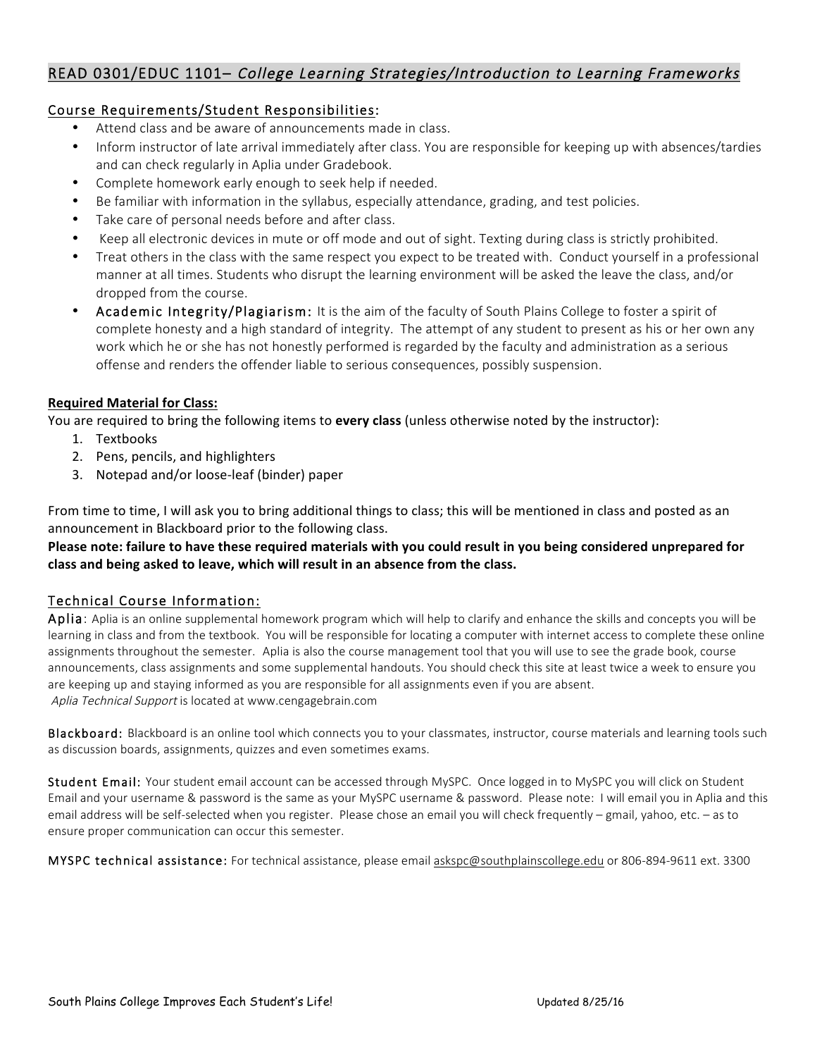## READ 0301/EDUC 1101– *College Learning Strategies/Introduction to Learning Frameworks*

### Course Requirements/Student Responsibilities:

- Attend class and be aware of announcements made in class.
- Inform instructor of late arrival immediately after class. You are responsible for keeping up with absences/tardies and can check regularly in Aplia under Gradebook.
- Complete homework early enough to seek help if needed.
- Be familiar with information in the syllabus, especially attendance, grading, and test policies.
- Take care of personal needs before and after class.
- Keep all electronic devices in mute or off mode and out of sight. Texting during class is strictly prohibited.
- Treat others in the class with the same respect you expect to be treated with. Conduct yourself in a professional manner at all times. Students who disrupt the learning environment will be asked the leave the class, and/or dropped from the course.
- Academic Integrity/Plagiarism: It is the aim of the faculty of South Plains College to foster a spirit of complete honesty and a high standard of integrity. The attempt of any student to present as his or her own any work which he or she has not honestly performed is regarded by the faculty and administration as a serious offense and renders the offender liable to serious consequences, possibly suspension.

**Required Material for Class:**

You are required to bring the following items to **every class** (unless otherwise noted by the instructor):

1. Textbooks
2. Pens, pencils, and highlighters
3. Notepad and/or loose-leaf (binder) paper

From time to time, I will ask you to bring additional things to class; this will be mentioned in class and posted as an announcement in Blackboard prior to the following class.

**Please note: failure to have these required materials with you could result in you being considered unprepared for class and being asked to leave, which will result in an absence from the class.**

### Technical Course Information:

**Aplia**: Aplia is an online supplemental homework program which will help to clarify and enhance the skills and concepts you will be learning in class and from the textbook. You will be responsible for locating a computer with internet access to complete these online assignments throughout the semester. Aplia is also the course management tool that you will use to see the grade book, course announcements, class assignments and some supplemental handouts. You should check this site at least twice a week to ensure you are keeping up and staying informed as you are responsible for all assignments even if you are absent.
*Aplia Technical Support* is located at www.cengagebrain.com

**Blackboard:** Blackboard is an online tool which connects you to your classmates, instructor, course materials and learning tools such as discussion boards, assignments, quizzes and even sometimes exams.

**Student Email:** Your student email account can be accessed through MySPC. Once logged in to MySPC you will click on Student Email and your username & password is the same as your MySPC username & password. Please note: I will email you in Aplia and this email address will be self-selected when you register. Please chose an email you will check frequently – gmail, yahoo, etc. – as to ensure proper communication can occur this semester.

**MYSPC technical assistance:** For technical assistance, please email askspc@southplainscollege.edu or 806-894-9611 ext. 3300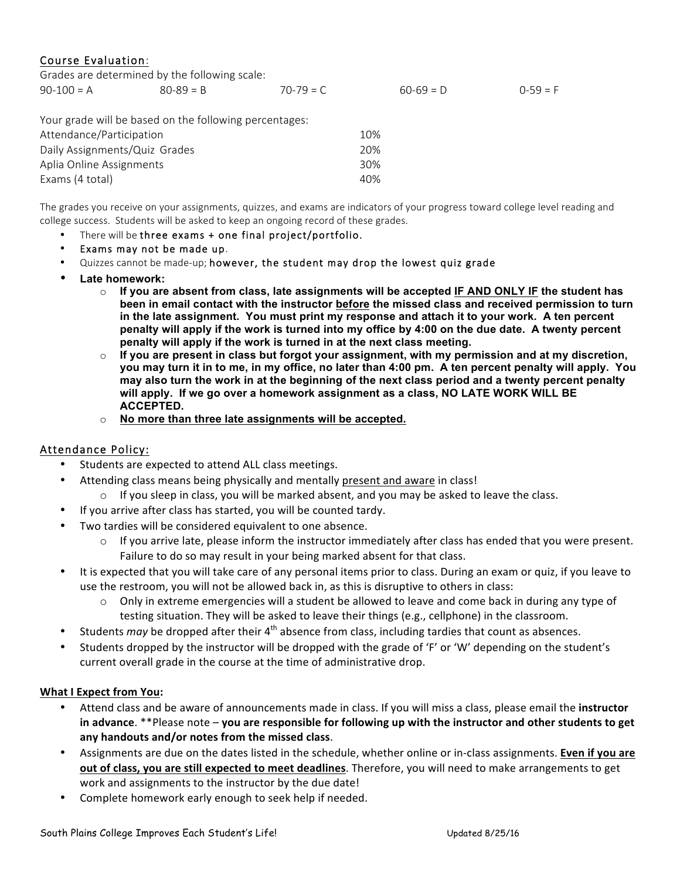## Course Evaluation:

Grades are determined by the following scale:

| 90-100 = A | 80-89 = B | 70-79 = C | 60-69 = D | 0-59 = F |
|---|---|---|---|---|

Your grade will be based on the following percentages:

| | |
|---|---|
| Attendance/Participation | 10% |
| Daily Assignments/Quiz Grades | 20% |
| Aplia Online Assignments | 30% |
| Exams (4 total) | 40% |

The grades you receive on your assignments, quizzes, and exams are indicators of your progress toward college level reading and college success. Students will be asked to keep an ongoing record of these grades.

- There will be three exams + one final project/portfolio.
- Exams may not be made up.
- Quizzes cannot be made-up; however, the student may drop the lowest quiz grade
- **Late homework:**
  - **If you are absent from class, late assignments will be accepted <u>IF AND ONLY IF</u> the student has been in email contact with the instructor <u>before</u> the missed class and received permission to turn in the late assignment. You must print my response and attach it to your work. A ten percent penalty will apply if the work is turned into my office by 4:00 on the due date. A twenty percent penalty will apply if the work is turned in at the next class meeting.**
  - **If you are present in class but forgot your assignment, with my permission and at my discretion, you may turn it in to me, in my office, no later than 4:00 pm. A ten percent penalty will apply. You may also turn the work in at the beginning of the next class period and a twenty percent penalty will apply. If we go over a homework assignment as a class, NO LATE WORK WILL BE ACCEPTED.**
  - **<u>No more than three late assignments will be accepted.</u>**

## Attendance Policy:

- Students are expected to attend ALL class meetings.
- Attending class means being physically and mentally <u>present and aware</u> in class!
  - If you sleep in class, you will be marked absent, and you may be asked to leave the class.
- If you arrive after class has started, you will be counted tardy.
- Two tardies will be considered equivalent to one absence.
  - If you arrive late, please inform the instructor immediately after class has ended that you were present. Failure to do so may result in your being marked absent for that class.
- It is expected that you will take care of any personal items prior to class. During an exam or quiz, if you leave to use the restroom, you will not be allowed back in, as this is disruptive to others in class:
  - Only in extreme emergencies will a student be allowed to leave and come back in during any type of testing situation. They will be asked to leave their things (e.g., cellphone) in the classroom.
- Students *may* be dropped after their 4th absence from class, including tardies that count as absences.
- Students dropped by the instructor will be dropped with the grade of 'F' or 'W' depending on the student's current overall grade in the course at the time of administrative drop.

### <u>What I Expect from You:</u>

- Attend class and be aware of announcements made in class. If you will miss a class, please email the **instructor in advance**. **Please note – **you are responsible for following up with the instructor and other students to get any handouts and/or notes from the missed class**.
- Assignments are due on the dates listed in the schedule, whether online or in-class assignments. **<u>Even if you are out of class, you are still expected to meet deadlines</u>**. Therefore, you will need to make arrangements to get work and assignments to the instructor by the due date!
- Complete homework early enough to seek help if needed.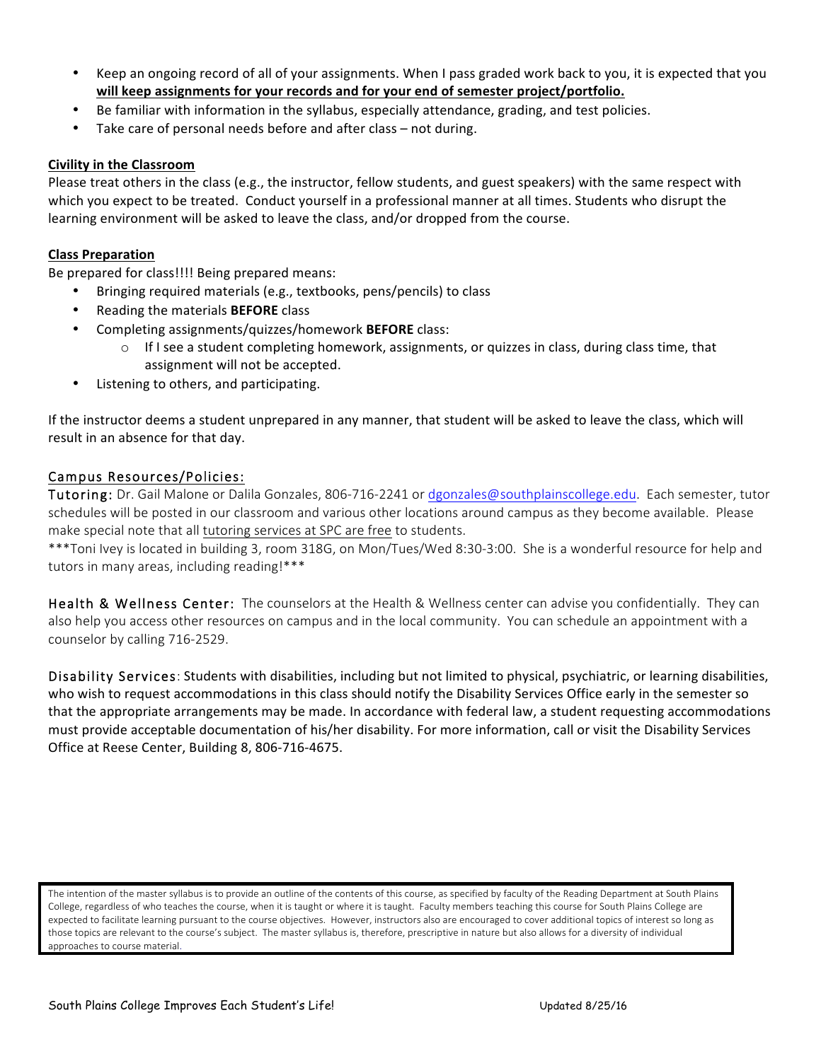- Keep an ongoing record of all of your assignments. When I pass graded work back to you, it is expected that you **will keep assignments for your records and for your end of semester project/portfolio.**
- Be familiar with information in the syllabus, especially attendance, grading, and test policies.
- Take care of personal needs before and after class – not during.

**Civility in the Classroom**

Please treat others in the class (e.g., the instructor, fellow students, and guest speakers) with the same respect with which you expect to be treated. Conduct yourself in a professional manner at all times. Students who disrupt the learning environment will be asked to leave the class, and/or dropped from the course.

**Class Preparation**

Be prepared for class!!!! Being prepared means:

- Bringing required materials (e.g., textbooks, pens/pencils) to class
- Reading the materials **BEFORE** class
- Completing assignments/quizzes/homework **BEFORE** class:
    - If I see a student completing homework, assignments, or quizzes in class, during class time, that assignment will not be accepted.
- Listening to others, and participating.

If the instructor deems a student unprepared in any manner, that student will be asked to leave the class, which will result in an absence for that day.

## Campus Resources/Policies:

Tutoring: Dr. Gail Malone or Dalila Gonzales, 806-716-2241 or dgonzales@southplainscollege.edu. Each semester, tutor schedules will be posted in our classroom and various other locations around campus as they become available. Please make special note that all tutoring services at SPC are free to students.

***Toni Ivey is located in building 3, room 318G, on Mon/Tues/Wed 8:30-3:00. She is a wonderful resource for help and tutors in many areas, including reading!***

Health & Wellness Center: The counselors at the Health & Wellness center can advise you confidentially. They can also help you access other resources on campus and in the local community. You can schedule an appointment with a counselor by calling 716-2529.

Disability Services: Students with disabilities, including but not limited to physical, psychiatric, or learning disabilities, who wish to request accommodations in this class should notify the Disability Services Office early in the semester so that the appropriate arrangements may be made. In accordance with federal law, a student requesting accommodations must provide acceptable documentation of his/her disability. For more information, call or visit the Disability Services Office at Reese Center, Building 8, 806-716-4675.

The intention of the master syllabus is to provide an outline of the contents of this course, as specified by faculty of the Reading Department at South Plains College, regardless of who teaches the course, when it is taught or where it is taught. Faculty members teaching this course for South Plains College are expected to facilitate learning pursuant to the course objectives. However, instructors also are encouraged to cover additional topics of interest so long as those topics are relevant to the course's subject. The master syllabus is, therefore, prescriptive in nature but also allows for a diversity of individual approaches to course material.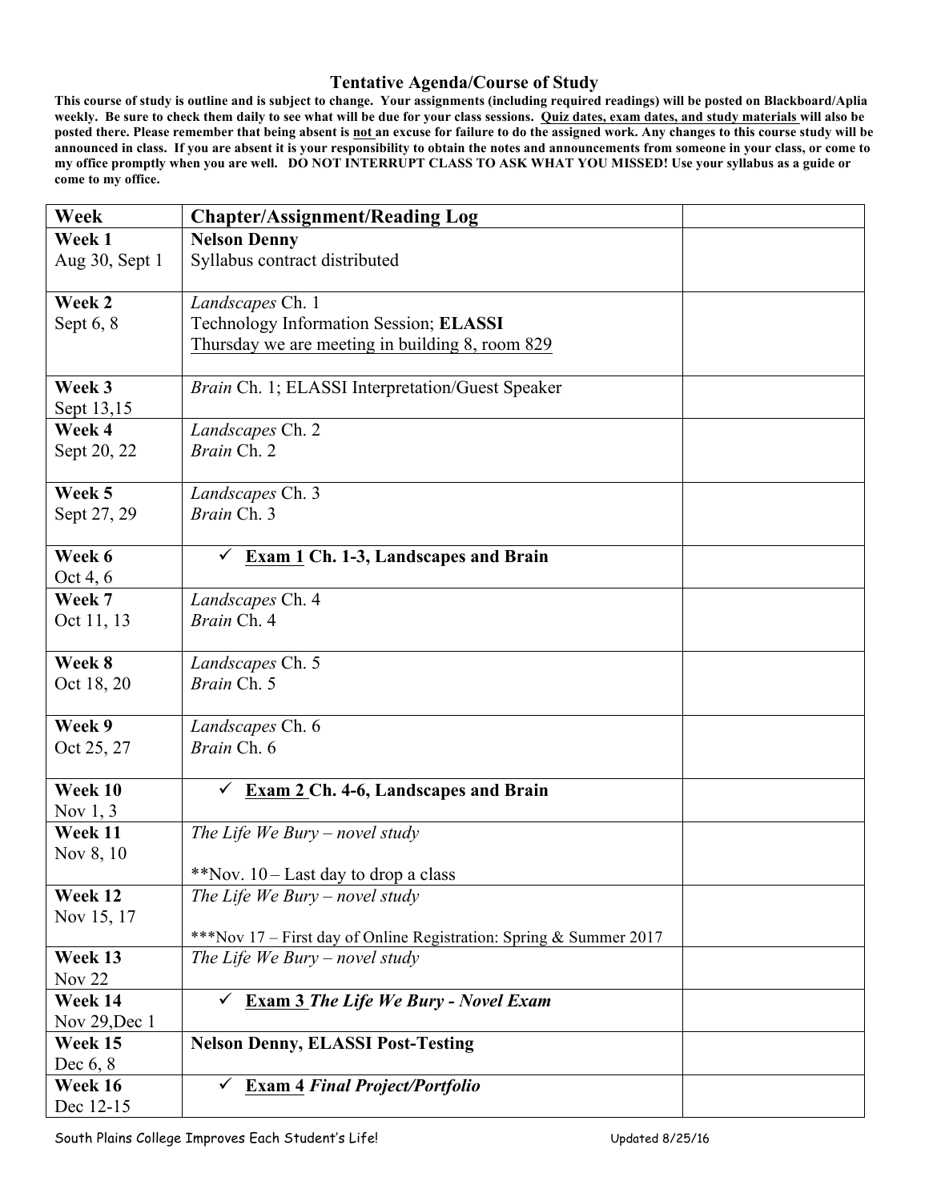## Tentative Agenda/Course of Study

**This course of study is outline and is subject to change. Your assignments (including required readings) will be posted on Blackboard/Aplia weekly. Be sure to check them daily to see what will be due for your class sessions. Quiz dates, exam dates, and study materials will also be posted there. Please remember that being absent is not an excuse for failure to do the assigned work. Any changes to this course study will be announced in class. If you are absent it is your responsibility to obtain the notes and announcements from someone in your class, or come to my office promptly when you are well. DO NOT INTERRUPT CLASS TO ASK WHAT YOU MISSED! Use your syllabus as a guide or come to my office.**

| Week | Chapter/Assignment/Reading Log | |
|---|---|---|
| **Week 1** Aug 30, Sept 1 | **Nelson Denny**<br>Syllabus contract distributed | |
| **Week 2** Sept 6, 8 | *Landscapes* Ch. 1<br>Technology Information Session; **ELASSI**<br>Thursday we are meeting in building 8, room 829 | |
| **Week 3** Sept 13,15 | *Brain* Ch. 1; ELASSI Interpretation/Guest Speaker | |
| **Week 4** Sept 20, 22 | *Landscapes* Ch. 2<br>*Brain* Ch. 2 | |
| **Week 5** Sept 27, 29 | *Landscapes* Ch. 3<br>*Brain* Ch. 3 | |
| **Week 6** Oct 4, 6 | ✓ **Exam 1 Ch. 1-3, Landscapes and Brain** | |
| **Week 7** Oct 11, 13 | *Landscapes* Ch. 4<br>*Brain* Ch. 4 | |
| **Week 8** Oct 18, 20 | *Landscapes* Ch. 5<br>*Brain* Ch. 5 | |
| **Week 9** Oct 25, 27 | *Landscapes* Ch. 6<br>*Brain* Ch. 6 | |
| **Week 10** Nov 1, 3 | ✓ **Exam 2 Ch. 4-6, Landscapes and Brain** | |
| **Week 11** Nov 8, 10 | *The Life We Bury – novel study*<br><br>**Nov. 10 – Last day to drop a class | |
| **Week 12** Nov 15, 17 | *The Life We Bury – novel study*<br><br>***Nov 17 – First day of Online Registration: Spring & Summer 2017 | |
| **Week 13** Nov 22 | *The Life We Bury – novel study* | |
| **Week 14** Nov 29,Dec 1 | ✓ **Exam 3 *The Life We Bury - Novel Exam*** | |
| **Week 15** Dec 6, 8 | **Nelson Denny, ELASSI Post-Testing** | |
| **Week 16** Dec 12-15 | ✓ **Exam 4 *Final Project/Portfolio*** | |

South Plains College Improves Each Student's Life! Updated 8/25/16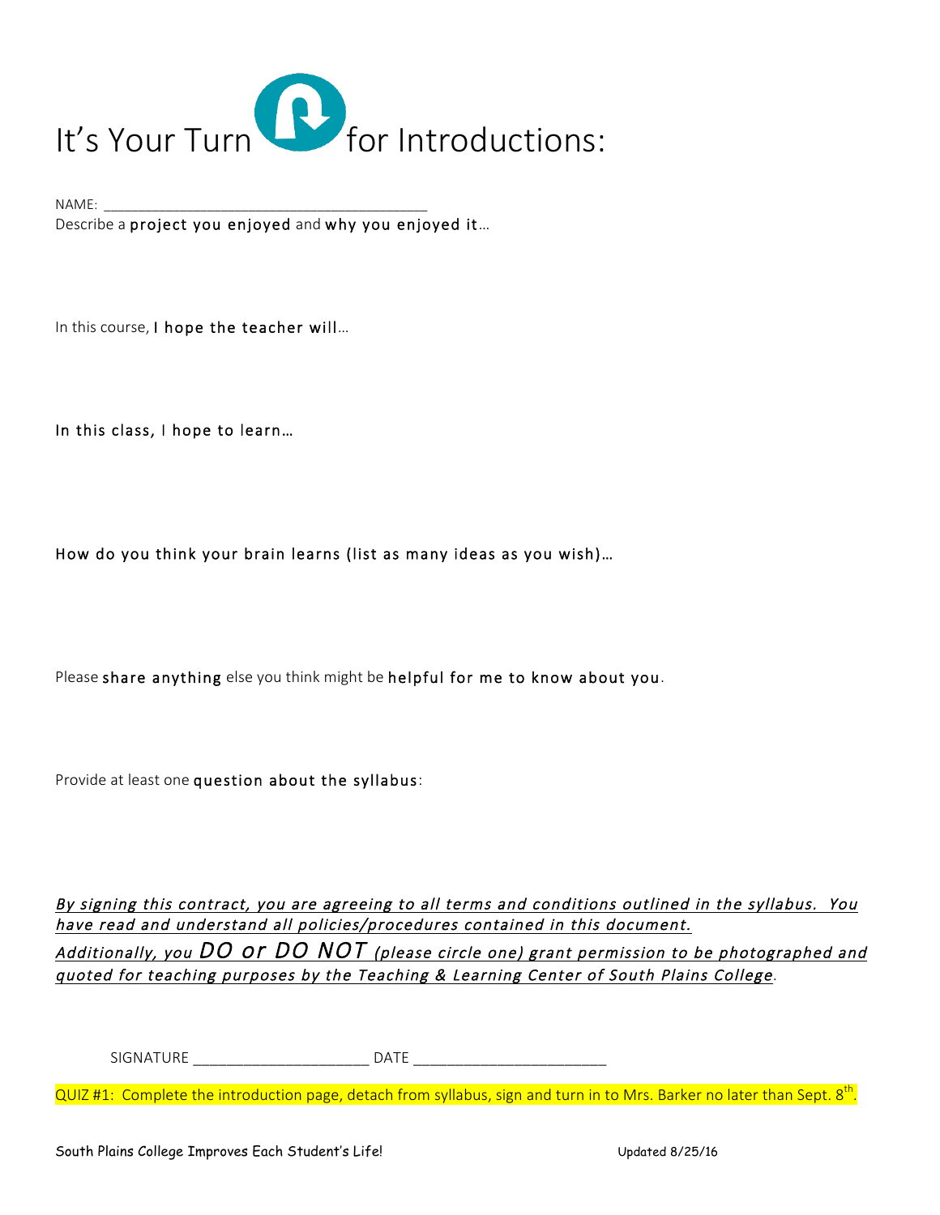# It's Your Turn for Introductions:

NAME: ________________________________________

Describe a **project you enjoyed** and **why you enjoyed it**…

In this course, **I hope the teacher will**…

**In this class, I hope to learn…**

**How do you think your brain learns (list as many ideas as you wish)…**

Please **share anything** else you think might be **helpful for me to know about you**.

Provide at least one **question about the syllabus**:

*By signing this contract, you are agreeing to all terms and conditions outlined in the syllabus. You have read and understand all policies/procedures contained in this document.*

*Additionally, you DO or DO NOT (please circle one) grant permission to be photographed and quoted for teaching purposes by the Teaching & Learning Center of South Plains College.*

SIGNATURE ____________________ DATE ______________________

QUIZ #1: Complete the introduction page, detach from syllabus, sign and turn in to Mrs. Barker no later than Sept. 8th.

South Plains College Improves Each Student's Life! Updated 8/25/16